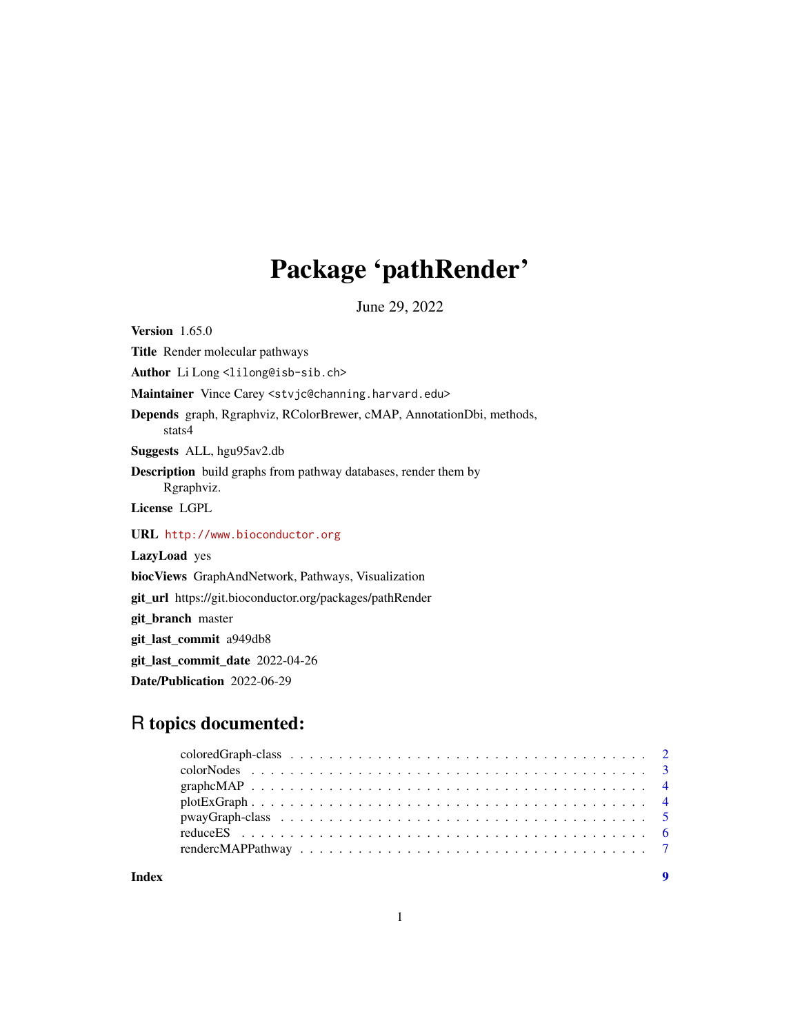# Package 'pathRender'

June 29, 2022

**Version** 1.65.0

**Title** Render molecular pathways

**Author** Li Long <lilong@isb-sib.ch>

**Maintainer** Vince Carey <stvjc@channing.harvard.edu>

**Depends** graph, Rgraphviz, RColorBrewer, cMAP, AnnotationDbi, methods, stats4

**Suggests** ALL, hgu95av2.db

**Description** build graphs from pathway databases, render them by Rgraphviz.

**License** LGPL

**URL** http://www.bioconductor.org

**LazyLoad** yes

**biocViews** GraphAndNetwork, Pathways, Visualization

**git_url** https://git.bioconductor.org/packages/pathRender

**git_branch** master

**git_last_commit** a949db8

**git_last_commit_date** 2022-04-26

**Date/Publication** 2022-06-29

## R topics documented:

coloredGraph-class . . . . . . . . . . . . . . . . . . . . . . . . . . . . . . . . . . . . 2
colorNodes . . . . . . . . . . . . . . . . . . . . . . . . . . . . . . . . . . . . . . . . 3
graphcMAP . . . . . . . . . . . . . . . . . . . . . . . . . . . . . . . . . . . . . . . . 4
plotExGraph . . . . . . . . . . . . . . . . . . . . . . . . . . . . . . . . . . . . . . . 4
pwayGraph-class . . . . . . . . . . . . . . . . . . . . . . . . . . . . . . . . . . . . . 5
reduceES . . . . . . . . . . . . . . . . . . . . . . . . . . . . . . . . . . . . . . . . . 6
rendercMAPPathway . . . . . . . . . . . . . . . . . . . . . . . . . . . . . . . . . . . 7

**Index** **9**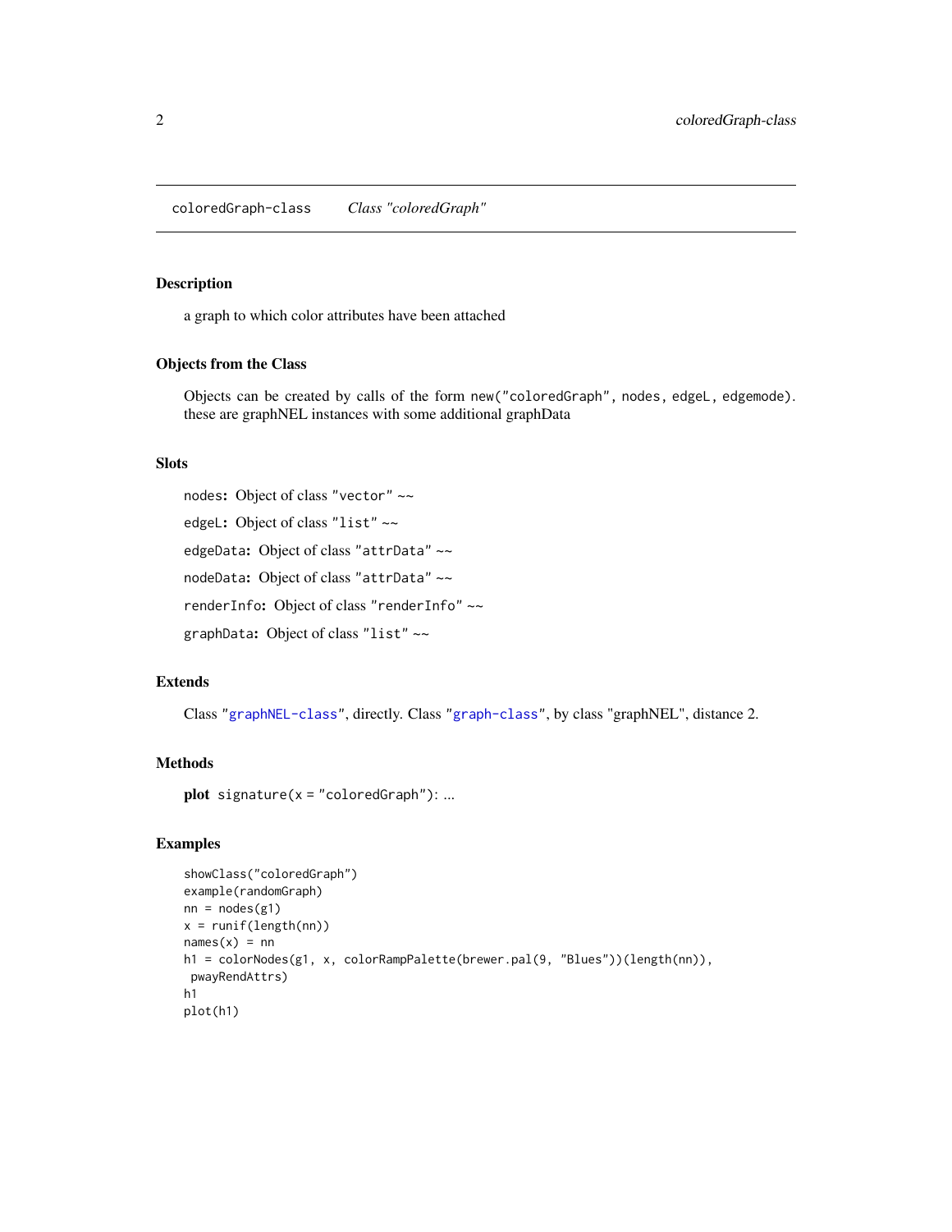## coloredGraph-class *Class "coloredGraph"*

### Description

a graph to which color attributes have been attached

### Objects from the Class

Objects can be created by calls of the form `new("coloredGraph", nodes, edgeL, edgemode)`. these are graphNEL instances with some additional graphData

### Slots

`nodes`: Object of class `"vector"` ~~

`edgeL`: Object of class `"list"` ~~

`edgeData`: Object of class `"attrData"` ~~

`nodeData`: Object of class `"attrData"` ~~

`renderInfo`: Object of class `"renderInfo"` ~~

`graphData`: Object of class `"list"` ~~

### Extends

Class `"graphNEL-class"`, directly. Class `"graph-class"`, by class "graphNEL", distance 2.

### Methods

**plot** `signature(x = "coloredGraph")`: ...

### Examples

```
showClass("coloredGraph")
example(randomGraph)
nn = nodes(g1)
x = runif(length(nn))
names(x) = nn
h1 = colorNodes(g1, x, colorRampPalette(brewer.pal(9, "Blues"))(length(nn)),
 pwayRendAttrs)
h1
plot(h1)
```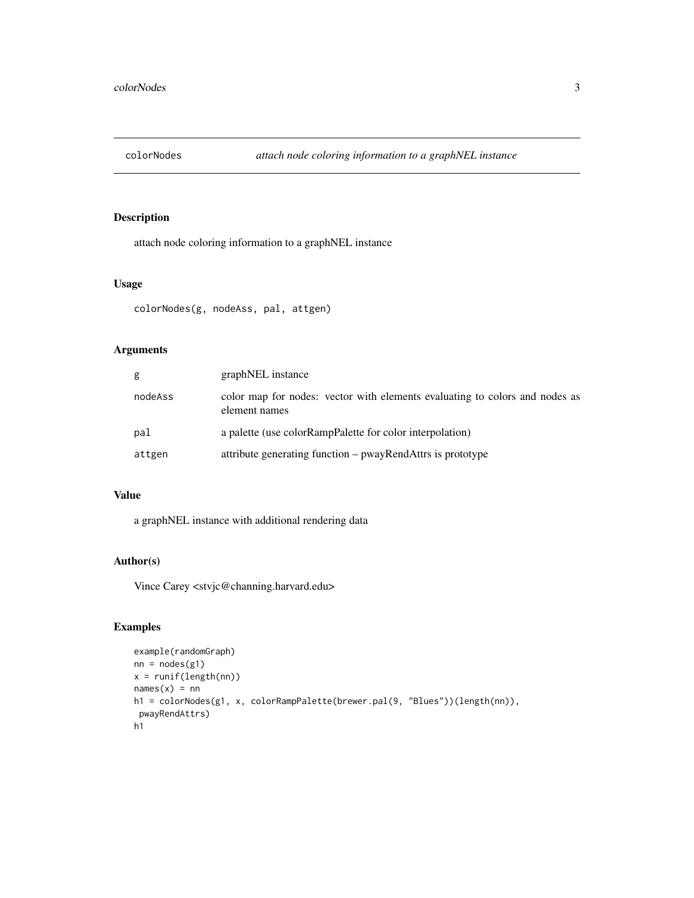# colorNodes *attach node coloring information to a graphNEL instance*

## Description

attach node coloring information to a graphNEL instance

## Usage

```
colorNodes(g, nodeAss, pal, attgen)
```

## Arguments

| | |
|---|---|
| g | graphNEL instance |
| nodeAss | color map for nodes: vector with elements evaluating to colors and nodes as element names |
| pal | a palette (use colorRampPalette for color interpolation) |
| attgen | attribute generating function – pwayRendAttrs is prototype |

## Value

a graphNEL instance with additional rendering data

## Author(s)

Vince Carey <stvjc@channing.harvard.edu>

## Examples

```
example(randomGraph)
nn = nodes(g1)
x = runif(length(nn))
names(x) = nn
h1 = colorNodes(g1, x, colorRampPalette(brewer.pal(9, "Blues"))(length(nn)),
 pwayRendAttrs)
h1
```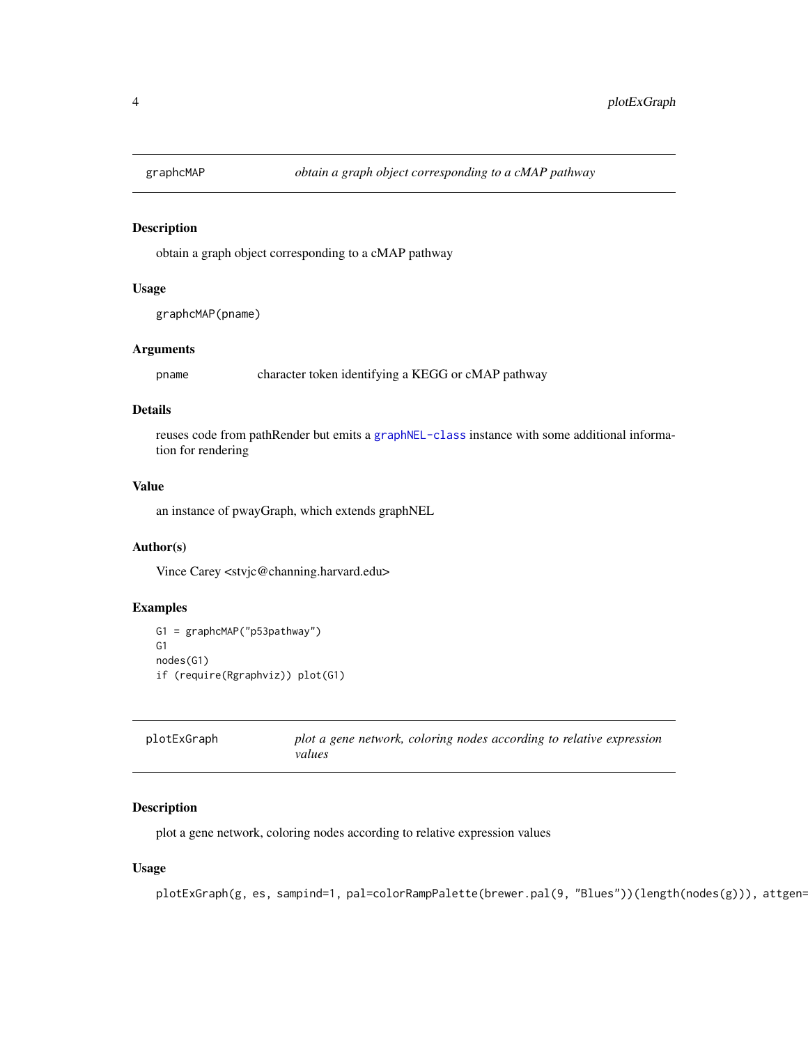## graphcMAP — *obtain a graph object corresponding to a cMAP pathway*

### Description

obtain a graph object corresponding to a cMAP pathway

### Usage

```
graphcMAP(pname)
```

### Arguments

| | |
|---|---|
| `pname` | character token identifying a KEGG or cMAP pathway |

### Details

reuses code from pathRender but emits a `graphNEL-class` instance with some additional information for rendering

### Value

an instance of pwayGraph, which extends graphNEL

### Author(s)

Vince Carey <stvjc@channing.harvard.edu>

### Examples

```
G1 = graphcMAP("p53pathway")
G1
nodes(G1)
if (require(Rgraphviz)) plot(G1)
```

## plotExGraph — *plot a gene network, coloring nodes according to relative expression values*

### Description

plot a gene network, coloring nodes according to relative expression values

### Usage

```
plotExGraph(g, es, sampind=1, pal=colorRampPalette(brewer.pal(9, "Blues"))(length(nodes(g))), attgen=
```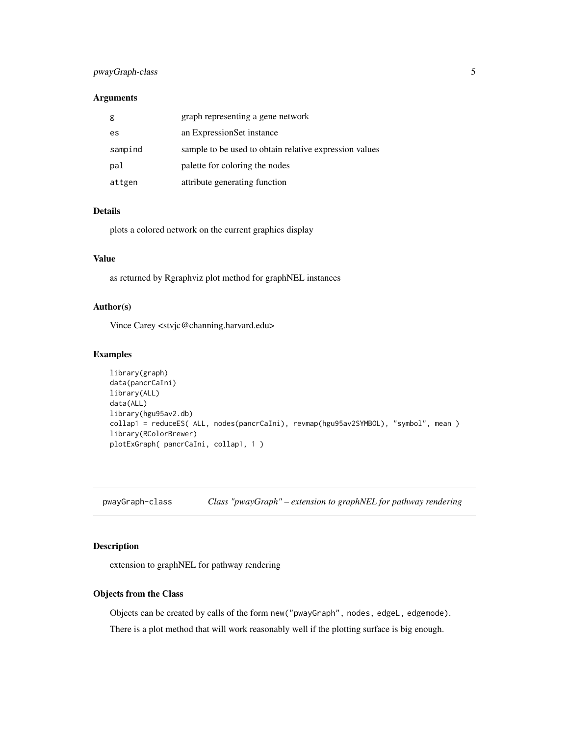### Arguments

| | |
|---|---|
| `g` | graph representing a gene network |
| `es` | an ExpressionSet instance |
| `sampind` | sample to be used to obtain relative expression values |
| `pal` | palette for coloring the nodes |
| `attgen` | attribute generating function |

### Details

plots a colored network on the current graphics display

### Value

as returned by Rgraphviz plot method for graphNEL instances

### Author(s)

Vince Carey <stvjc@channing.harvard.edu>

### Examples

```
library(graph)
data(pancrCaIni)
library(ALL)
data(ALL)
library(hgu95av2.db)
collap1 = reduceES( ALL, nodes(pancrCaIni), revmap(hgu95av2SYMBOL), "symbol", mean )
library(RColorBrewer)
plotExGraph( pancrCaIni, collap1, 1 )
```

---

## pwayGraph-class    *Class "pwayGraph" – extension to graphNEL for pathway rendering*

---

### Description

extension to graphNEL for pathway rendering

### Objects from the Class

Objects can be created by calls of the form `new("pwayGraph", nodes, edgeL, edgemode)`.

There is a plot method that will work reasonably well if the plotting surface is big enough.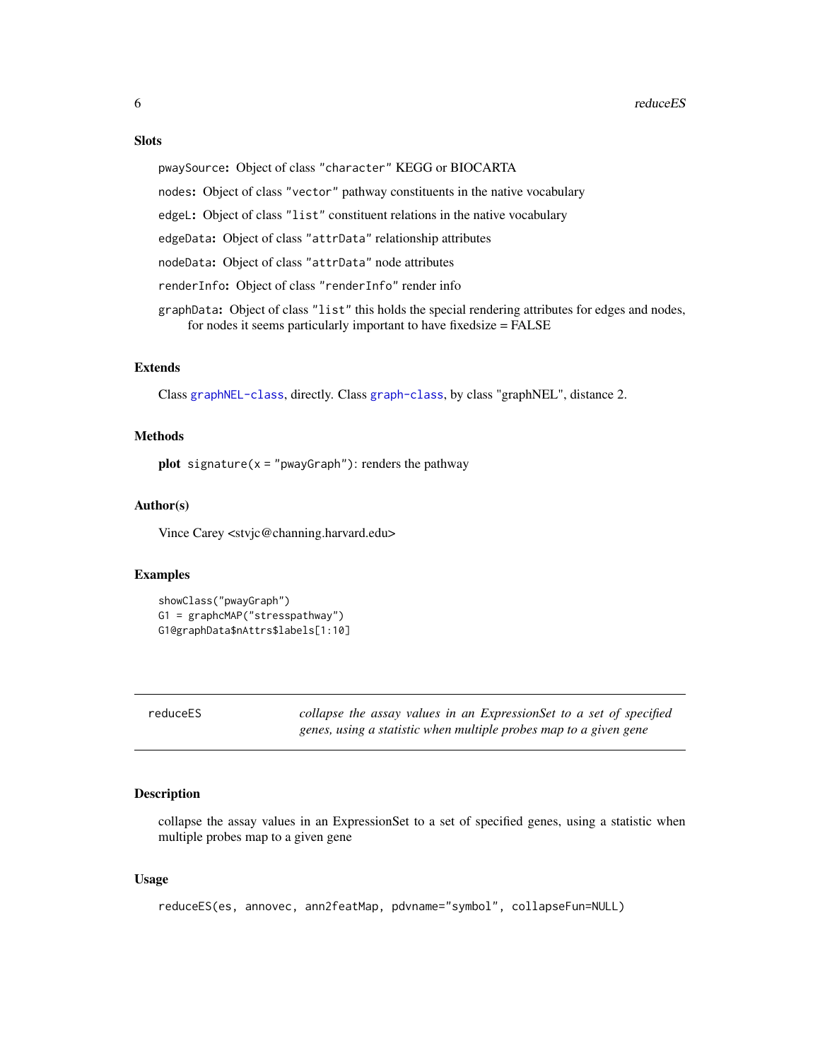### Slots

`pwaySource`: Object of class `"character"` KEGG or BIOCARTA

`nodes`: Object of class `"vector"` pathway constituents in the native vocabulary

`edgeL`: Object of class `"list"` constituent relations in the native vocabulary

`edgeData`: Object of class `"attrData"` relationship attributes

`nodeData`: Object of class `"attrData"` node attributes

`renderInfo`: Object of class `"renderInfo"` render info

`graphData`: Object of class `"list"` this holds the special rendering attributes for edges and nodes, for nodes it seems particularly important to have fixedsize = FALSE

### Extends

Class `graphNEL-class`, directly. Class `graph-class`, by class "graphNEL", distance 2.

### Methods

**plot** `signature(x = "pwayGraph")`: renders the pathway

### Author(s)

Vince Carey <stvjc@channing.harvard.edu>

### Examples

```
showClass("pwayGraph")
G1 = graphcMAP("stresspathway")
G1@graphData$nAttrs$labels[1:10]
```

---

## reduceES — *collapse the assay values in an ExpressionSet to a set of specified genes, using a statistic when multiple probes map to a given gene*

---

### Description

collapse the assay values in an ExpressionSet to a set of specified genes, using a statistic when multiple probes map to a given gene

### Usage

```
reduceES(es, annovec, ann2featMap, pdvname="symbol", collapseFun=NULL)
```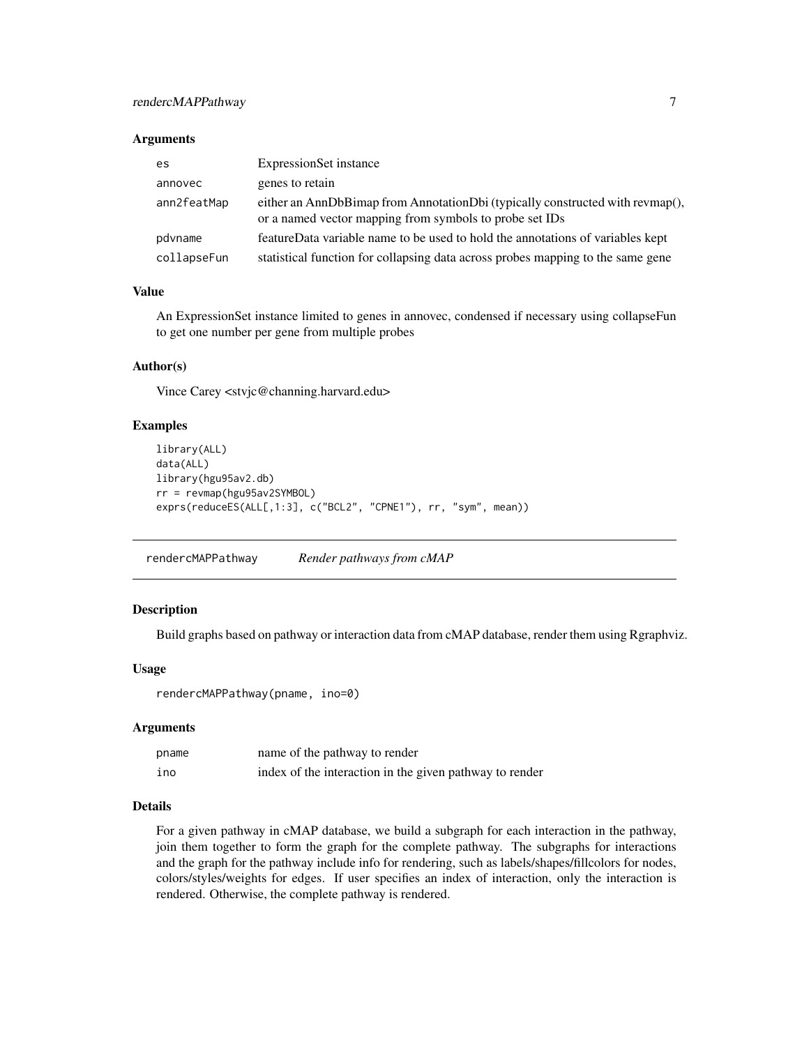### Arguments

| | |
|---|---|
| es | ExpressionSet instance |
| annovec | genes to retain |
| ann2featMap | either an AnnDbBimap from AnnotationDbi (typically constructed with revmap(), or a named vector mapping from symbols to probe set IDs |
| pdvname | featureData variable name to be used to hold the annotations of variables kept |
| collapseFun | statistical function for collapsing data across probes mapping to the same gene |

### Value

An ExpressionSet instance limited to genes in annovec, condensed if necessary using collapseFun to get one number per gene from multiple probes

### Author(s)

Vince Carey <stvjc@channing.harvard.edu>

### Examples

```
library(ALL)
data(ALL)
library(hgu95av2.db)
rr = revmap(hgu95av2SYMBOL)
exprs(reduceES(ALL[,1:3], c("BCL2", "CPNE1"), rr, "sym", mean))
```

---

## rendercMAPPathway *Render pathways from cMAP*

### Description

Build graphs based on pathway or interaction data from cMAP database, render them using Rgraphviz.

### Usage

```
rendercMAPPathway(pname, ino=0)
```

### Arguments

| | |
|---|---|
| pname | name of the pathway to render |
| ino | index of the interaction in the given pathway to render |

### Details

For a given pathway in cMAP database, we build a subgraph for each interaction in the pathway, join them together to form the graph for the complete pathway. The subgraphs for interactions and the graph for the pathway include info for rendering, such as labels/shapes/fillcolors for nodes, colors/styles/weights for edges. If user specifies an index of interaction, only the interaction is rendered. Otherwise, the complete pathway is rendered.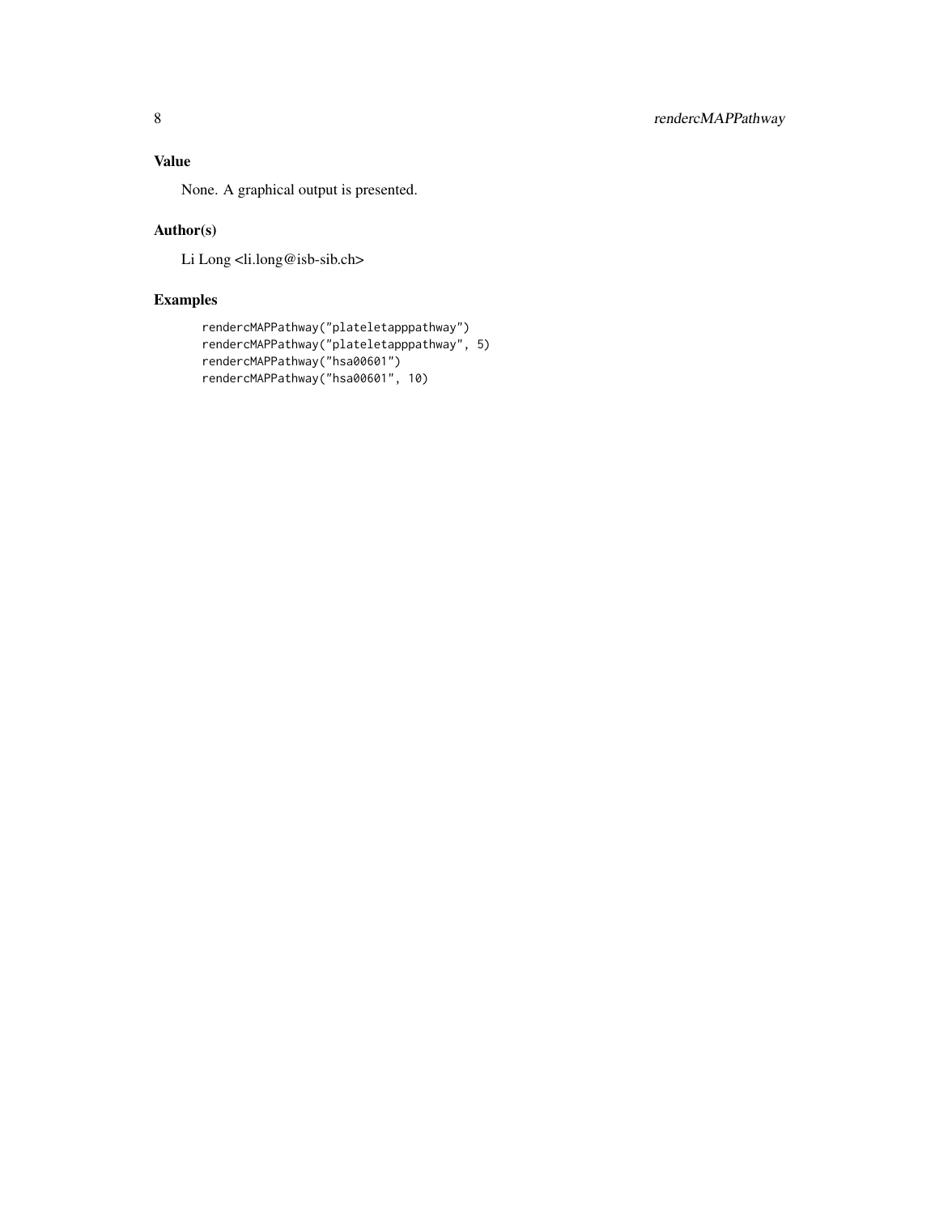### Value

None. A graphical output is presented.

### Author(s)

Li Long <li.long@isb-sib.ch>

### Examples

```
rendercMAPPathway("plateletapppathway")
rendercMAPPathway("plateletapppathway", 5)
rendercMAPPathway("hsa00601")
rendercMAPPathway("hsa00601", 10)
```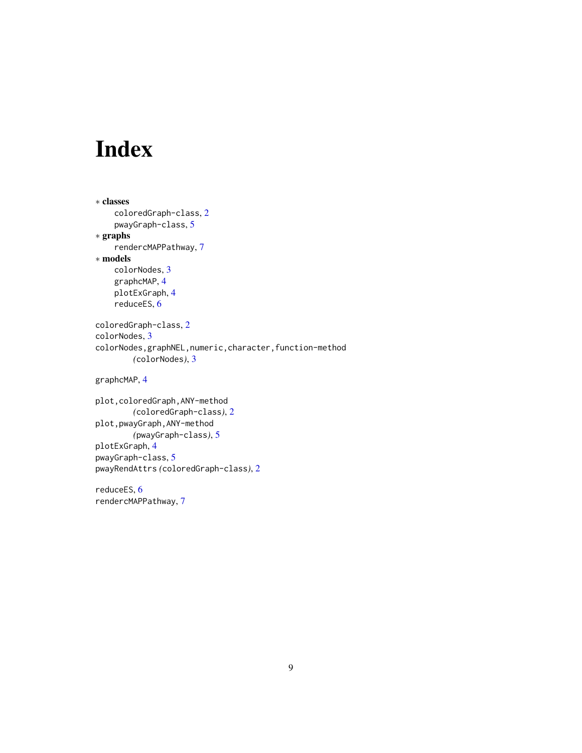# Index

∗ **classes**
  coloredGraph-class, 2
  pwayGraph-class, 5
∗ **graphs**
  rendercMAPPathway, 7
∗ **models**
  colorNodes, 3
  graphcMAP, 4
  plotExGraph, 4
  reduceES, 6

coloredGraph-class, 2
colorNodes, 3
colorNodes,graphNEL,numeric,character,function-method
  *(*colorNodes*)*, 3

graphcMAP, 4

plot,coloredGraph,ANY-method
  *(*coloredGraph-class*)*, 2
plot,pwayGraph,ANY-method
  *(*pwayGraph-class*)*, 5
plotExGraph, 4
pwayGraph-class, 5
pwayRendAttrs *(*coloredGraph-class*)*, 2

reduceES, 6
rendercMAPPathway, 7